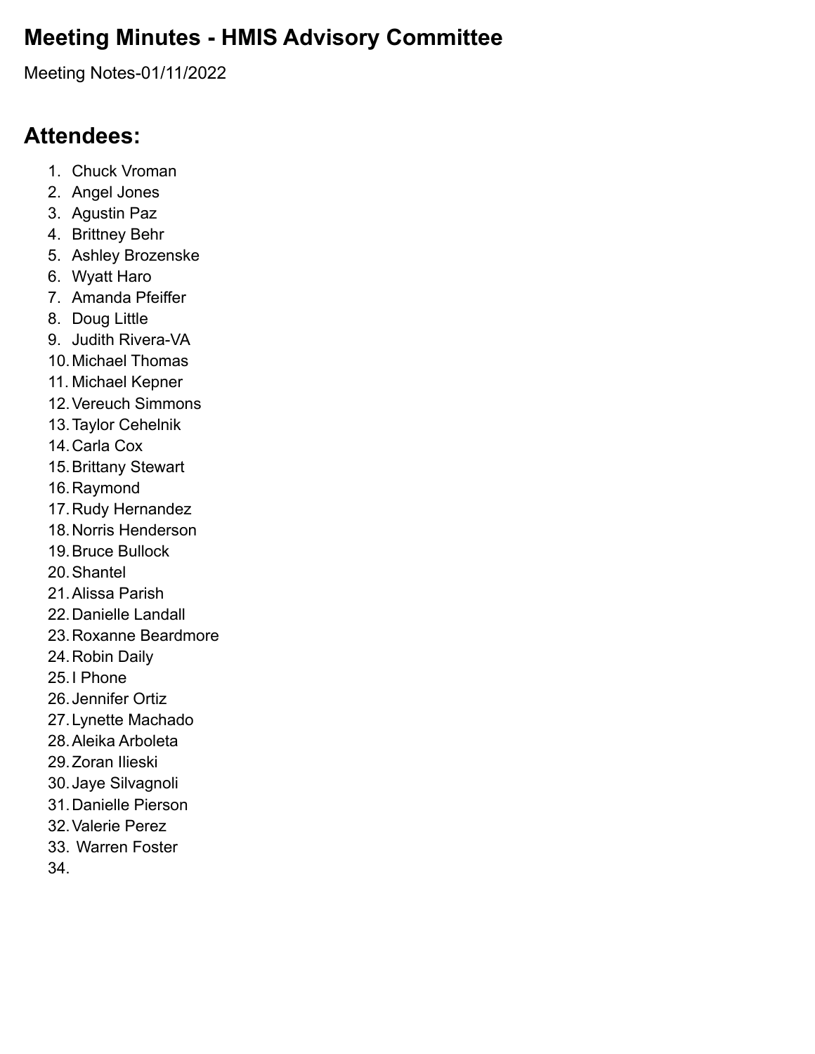# Meeting Minutes - HMIS Advisory Committee

Meeting Notes-01/11/2022

## Attendees:

1. Chuck Vroman
2. Angel Jones
3. Agustin Paz
4. Brittney Behr
5. Ashley Brozenske
6. Wyatt Haro
7. Amanda Pfeiffer
8. Doug Little
9. Judith Rivera-VA
10. Michael Thomas
11. Michael Kepner
12. Vereuch Simmons
13. Taylor Cehelnik
14. Carla Cox
15. Brittany Stewart
16. Raymond
17. Rudy Hernandez
18. Norris Henderson
19. Bruce Bullock
20. Shantel
21. Alissa Parish
22. Danielle Landall
23. Roxanne Beardmore
24. Robin Daily
25. I Phone
26. Jennifer Ortiz
27. Lynette Machado
28. Aleika Arboleta
29. Zoran Ilieski
30. Jaye Silvagnoli
31. Danielle Pierson
32. Valerie Perez
33. Warren Foster
34.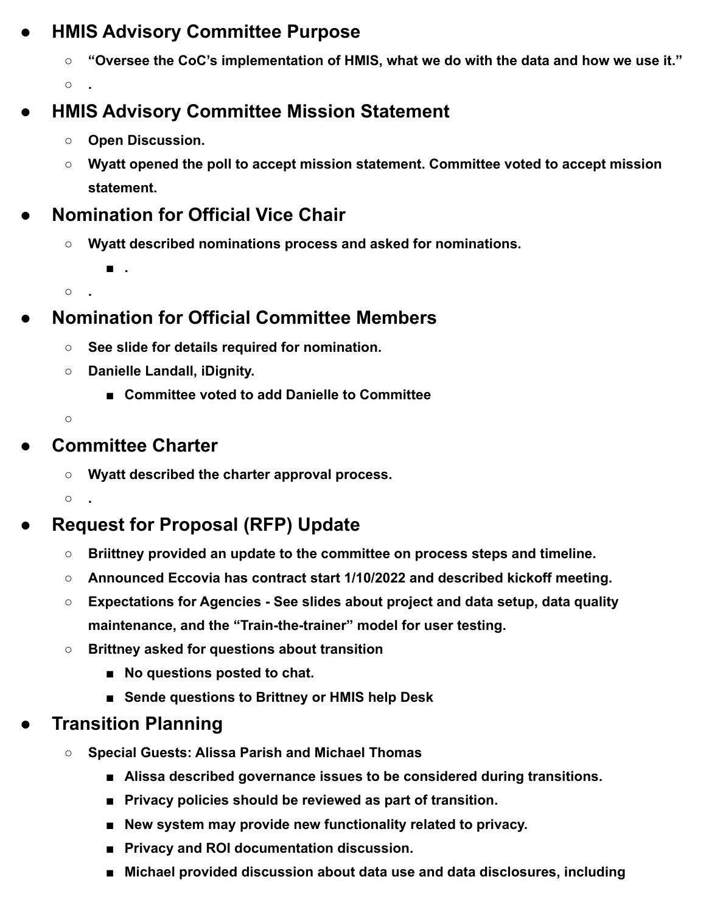- **HMIS Advisory Committee Purpose**
    - **"Oversee the CoC's implementation of HMIS, what we do with the data and how we use it."**
    - **.**
- **HMIS Advisory Committee Mission Statement**
    - **Open Discussion.**
    - **Wyatt opened the poll to accept mission statement. Committee voted to accept mission statement.**
- **Nomination for Official Vice Chair**
    - **Wyatt described nominations process and asked for nominations.**
        - **.**
    - **.**
- **Nomination for Official Committee Members**
    - **See slide for details required for nomination.**
    - **Danielle Landall, iDignity.**
        - **Committee voted to add Danielle to Committee**
    - 
- **Committee Charter**
    - **Wyatt described the charter approval process.**
    - **.**
- **Request for Proposal (RFP) Update**
    - **Briittney provided an update to the committee on process steps and timeline.**
    - **Announced Eccovia has contract start 1/10/2022 and described kickoff meeting.**
    - **Expectations for Agencies - See slides about project and data setup, data quality maintenance, and the "Train-the-trainer" model for user testing.**
    - **Brittney asked for questions about transition**
        - **No questions posted to chat.**
        - **Sende questions to Brittney or HMIS help Desk**
- **Transition Planning**
    - **Special Guests: Alissa Parish and Michael Thomas**
        - **Alissa described governance issues to be considered during transitions.**
        - **Privacy policies should be reviewed as part of transition.**
        - **New system may provide new functionality related to privacy.**
        - **Privacy and ROI documentation discussion.**
        - **Michael provided discussion about data use and data disclosures, including**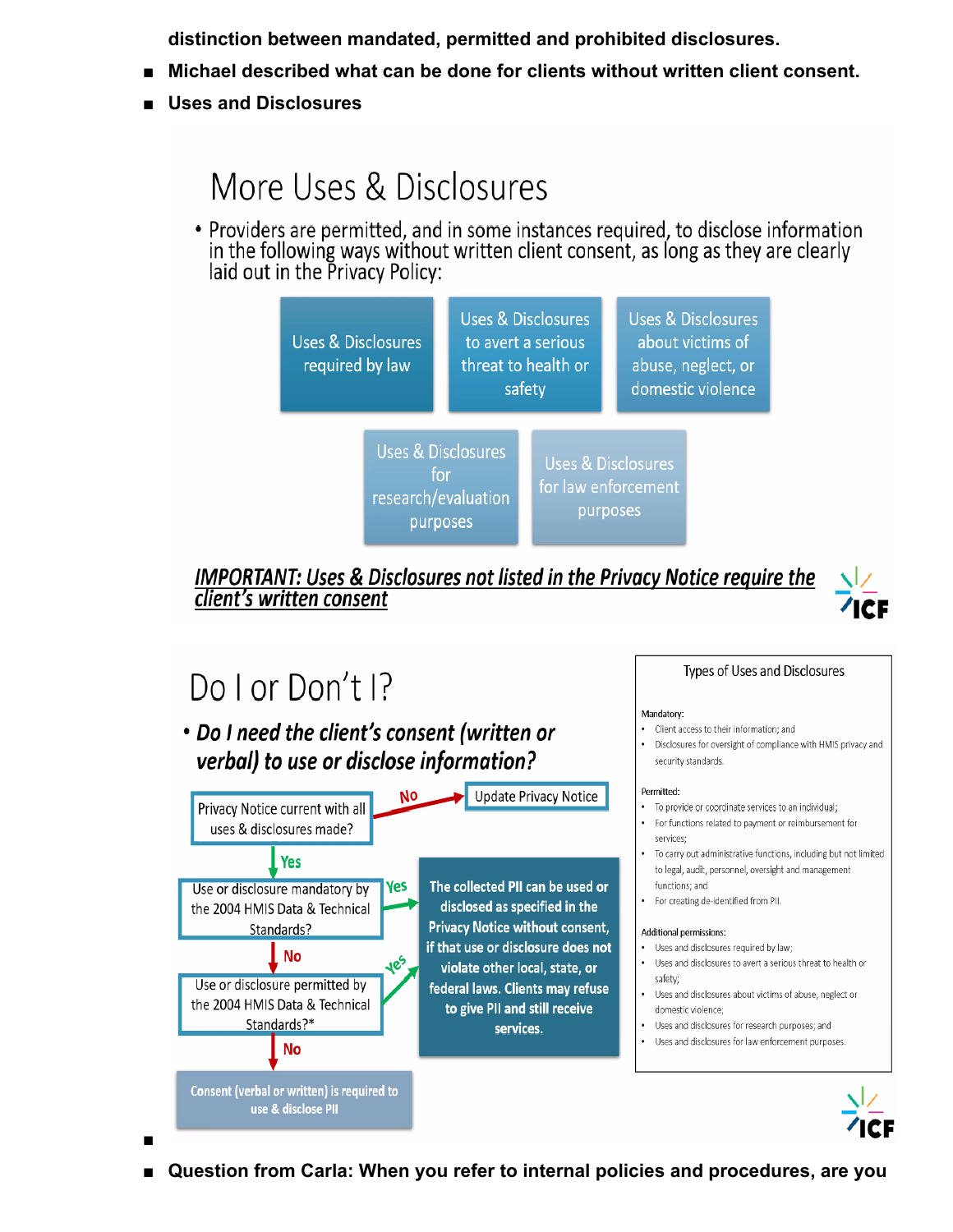distinction between mandated, permitted and prohibited disclosures.

- **Michael described what can be done for clients without written client consent.**
- **Uses and Disclosures**

## More Uses & Disclosures

- Providers are permitted, and in some instances required, to disclose information in the following ways without written client consent, as long as they are clearly laid out in the Privacy Policy:

Uses & Disclosures required by law

Uses & Disclosures to avert a serious threat to health or safety

Uses & Disclosures about victims of abuse, neglect, or domestic violence

Uses & Disclosures for research/evaluation purposes

Uses & Disclosures for law enforcement purposes

***IMPORTANT: Uses & Disclosures not listed in the Privacy Notice require the client's written consent***

ICF

## Do I or Don't I?

- ***Do I need the client's consent (written or verbal) to use or disclose information?***

Privacy Notice current with all uses & disclosures made? — No → Update Privacy Notice

Yes ↓

Use or disclosure mandatory by the 2004 HMIS Data & Technical Standards? — Yes → **The collected PII can be used or disclosed as specified in the Privacy Notice without consent, if that use or disclosure does not violate other local, state, or federal laws. Clients may refuse to give PII and still receive services.**

No ↓

Use or disclosure permitted by the 2004 HMIS Data & Technical Standards?* — Yes → (same as above)

No ↓

**Consent (verbal or written) is required to use & disclose PII**

**Types of Uses and Disclosures**

Mandatory:

- Client access to their information; and
- Disclosures for oversight of compliance with HMIS privacy and security standards.

Permitted:

- To provide or coordinate services to an individual;
- For functions related to payment or reimbursement for services;
- To carry out administrative functions, including but not limited to legal, audit, personnel, oversight and management functions; and
- For creating de-identified from PII.

Additional permissions:

- Uses and disclosures required by law;
- Uses and disclosures to avert a serious threat to health or safety;
- Uses and disclosures about victims of abuse, neglect or domestic violence;
- Uses and disclosures for research purposes; and
- Uses and disclosures for law enforcement purposes.

ICF

- **Question from Carla: When you refer to internal policies and procedures, are you**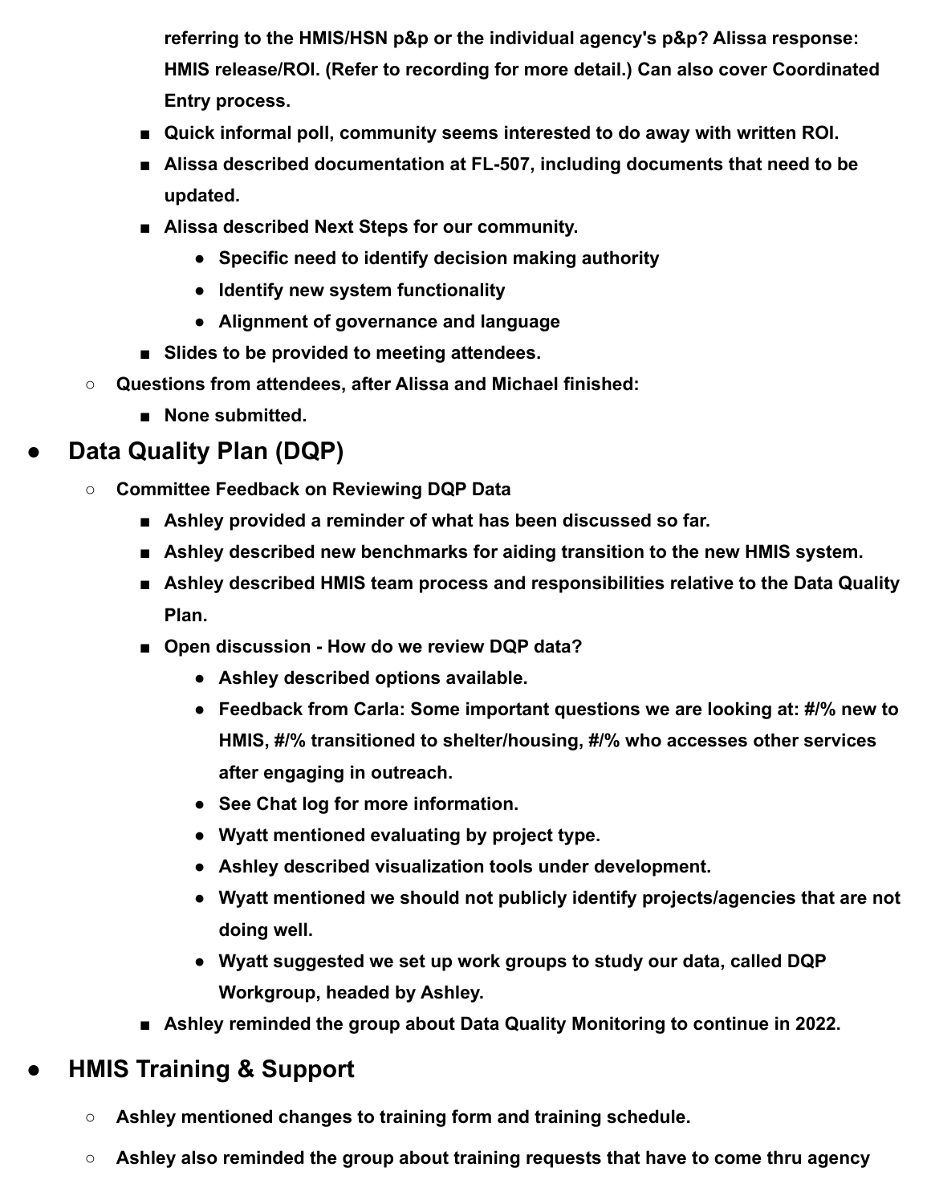- **referring to the HMIS/HSN p&p or the individual agency's p&p? Alissa response: HMIS release/ROI. (Refer to recording for more detail.) Can also cover Coordinated Entry process.**
        - **Quick informal poll, community seems interested to do away with written ROI.**
        - **Alissa described documentation at FL-507, including documents that need to be updated.**
        - **Alissa described Next Steps for our community.**
            - **Specific need to identify decision making authority**
            - **Identify new system functionality**
            - **Alignment of governance and language**
        - **Slides to be provided to meeting attendees.**
    - **Questions from attendees, after Alissa and Michael finished:**
        - **None submitted.**

- ## Data Quality Plan (DQP)
    - **Committee Feedback on Reviewing DQP Data**
        - **Ashley provided a reminder of what has been discussed so far.**
        - **Ashley described new benchmarks for aiding transition to the new HMIS system.**
        - **Ashley described HMIS team process and responsibilities relative to the Data Quality Plan.**
        - **Open discussion - How do we review DQP data?**
            - **Ashley described options available.**
            - **Feedback from Carla: Some important questions we are looking at: #/% new to HMIS, #/% transitioned to shelter/housing, #/% who accesses other services after engaging in outreach.**
            - **See Chat log for more information.**
            - **Wyatt mentioned evaluating by project type.**
            - **Ashley described visualization tools under development.**
            - **Wyatt mentioned we should not publicly identify projects/agencies that are not doing well.**
            - **Wyatt suggested we set up work groups to study our data, called DQP Workgroup, headed by Ashley.**
        - **Ashley reminded the group about Data Quality Monitoring to continue in 2022.**

- ## HMIS Training & Support
    - **Ashley mentioned changes to training form and training schedule.**
    - **Ashley also reminded the group about training requests that have to come thru agency**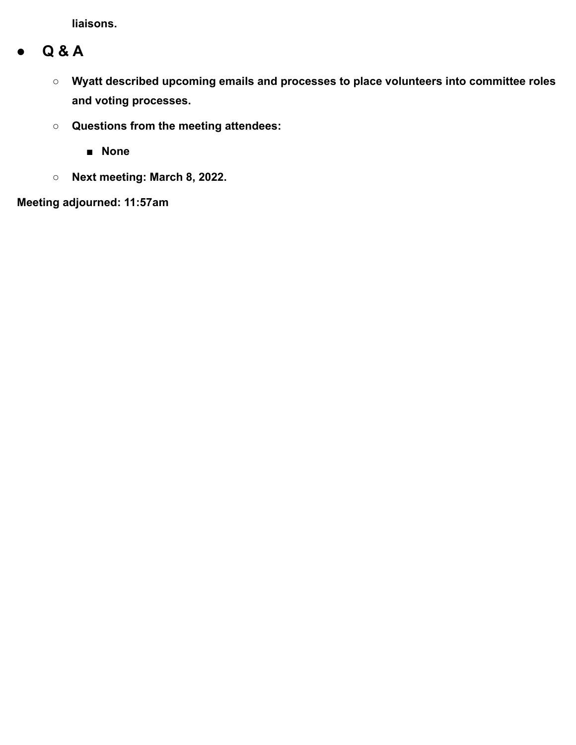**liaisons.**

- **Q & A**
  - **Wyatt described upcoming emails and processes to place volunteers into committee roles and voting processes.**
  - **Questions from the meeting attendees:**
    - **None**
  - **Next meeting: March 8, 2022.**

**Meeting adjourned: 11:57am**